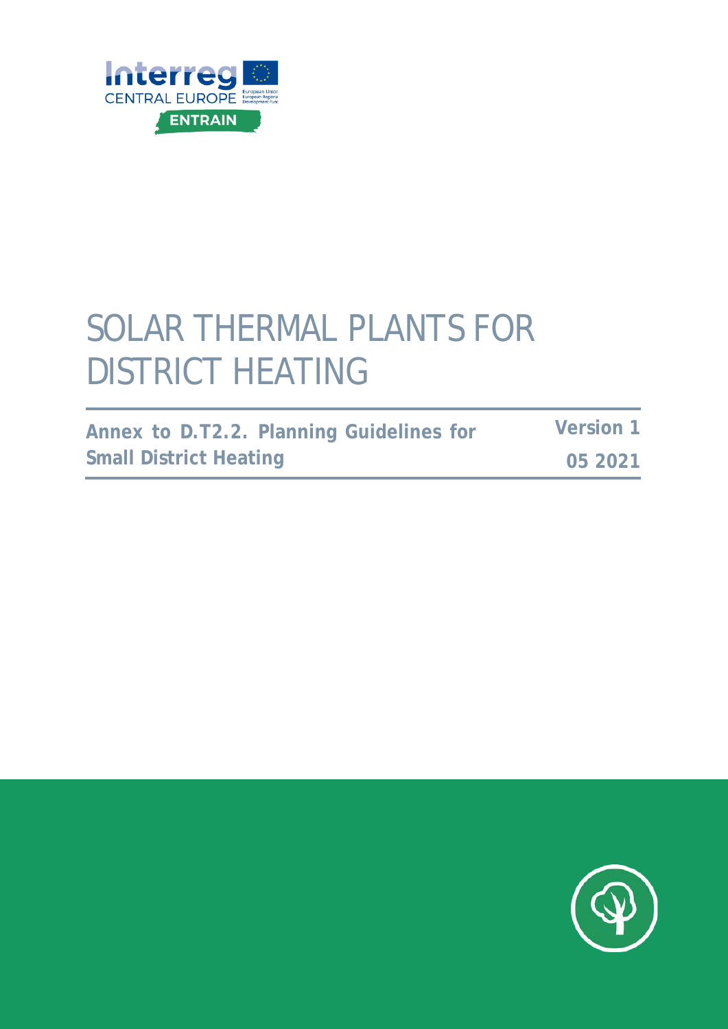Interreg
CENTRAL EUROPE
ENTRAIN

# SOLAR THERMAL PLANTS FOR DISTRICT HEATING

**Annex to D.T2.2. Planning Guidelines for Small District Heating**

**Version 1**

**05 2021**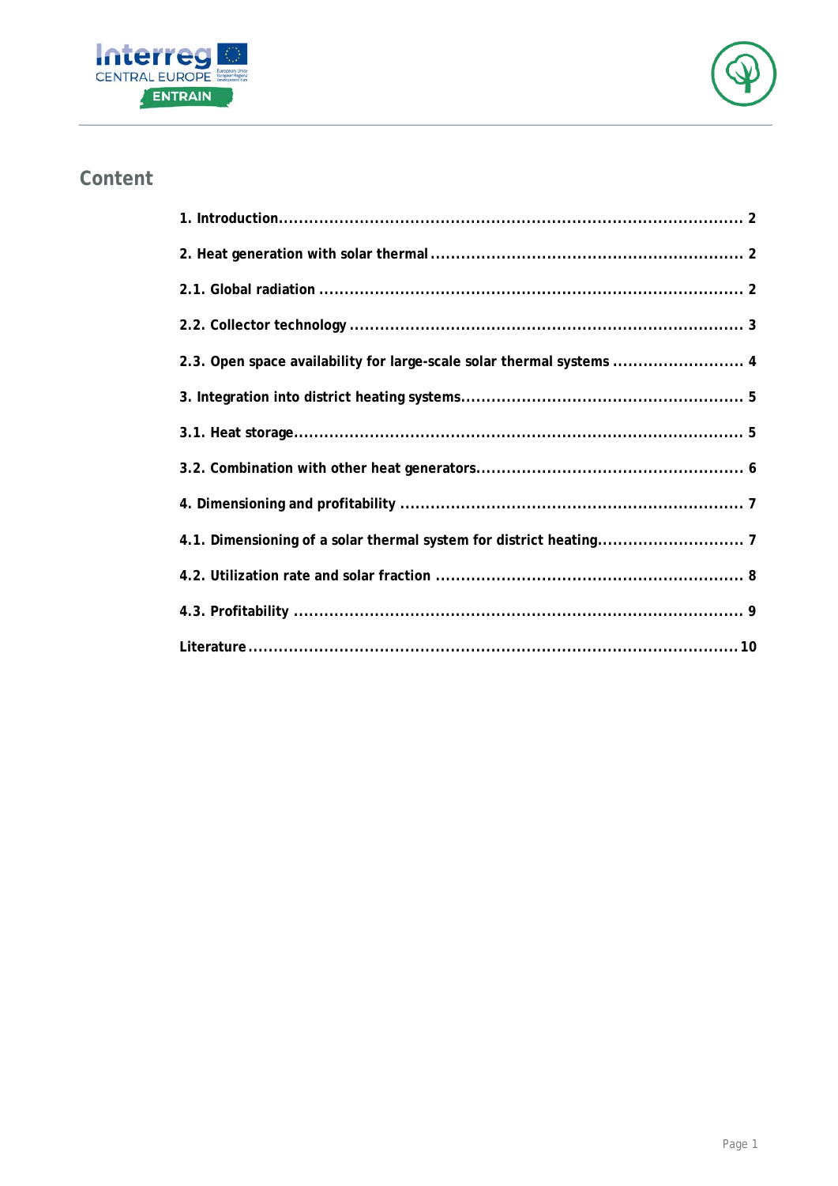## Content

| | |
|---|---|
| **1. Introduction** | **2** |
| **2. Heat generation with solar thermal** | **2** |
| **2.1. Global radiation** | **2** |
| **2.2. Collector technology** | **3** |
| **2.3. Open space availability for large-scale solar thermal systems** | **4** |
| **3. Integration into district heating systems** | **5** |
| **3.1. Heat storage** | **5** |
| **3.2. Combination with other heat generators** | **6** |
| **4. Dimensioning and profitability** | **7** |
| **4.1. Dimensioning of a solar thermal system for district heating** | **7** |
| **4.2. Utilization rate and solar fraction** | **8** |
| **4.3. Profitability** | **9** |
| **Literature** | **10** |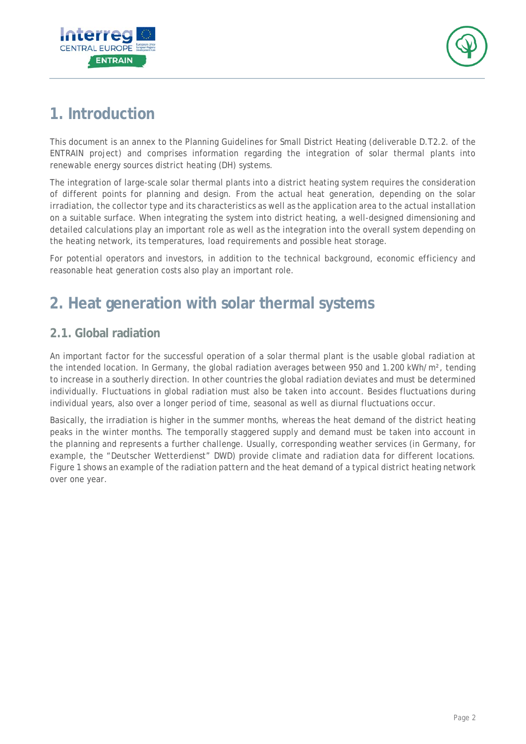# 1. Introduction

This document is an annex to the Planning Guidelines for Small District Heating (deliverable D.T2.2. of the ENTRAIN project) and comprises information regarding the integration of solar thermal plants into renewable energy sources district heating (DH) systems.

The integration of large-scale solar thermal plants into a district heating system requires the consideration of different points for planning and design. From the actual heat generation, depending on the solar irradiation, the collector type and its characteristics as well as the application area to the actual installation on a suitable surface. When integrating the system into district heating, a well-designed dimensioning and detailed calculations play an important role as well as the integration into the overall system depending on the heating network, its temperatures, load requirements and possible heat storage.

For potential operators and investors, in addition to the technical background, economic efficiency and reasonable heat generation costs also play an important role.

# 2. Heat generation with solar thermal systems

## 2.1. Global radiation

An important factor for the successful operation of a solar thermal plant is the usable global radiation at the intended location. In Germany, the global radiation averages between 950 and 1.200 kWh/m², tending to increase in a southerly direction. In other countries the global radiation deviates and must be determined individually. Fluctuations in global radiation must also be taken into account. Besides fluctuations during individual years, also over a longer period of time, seasonal as well as diurnal fluctuations occur.

Basically, the irradiation is higher in the summer months, whereas the heat demand of the district heating peaks in the winter months. The temporally staggered supply and demand must be taken into account in the planning and represents a further challenge. Usually, corresponding weather services (in Germany, for example, the "Deutscher Wetterdienst" DWD) provide climate and radiation data for different locations. Figure 1 shows an example of the radiation pattern and the heat demand of a typical district heating network over one year.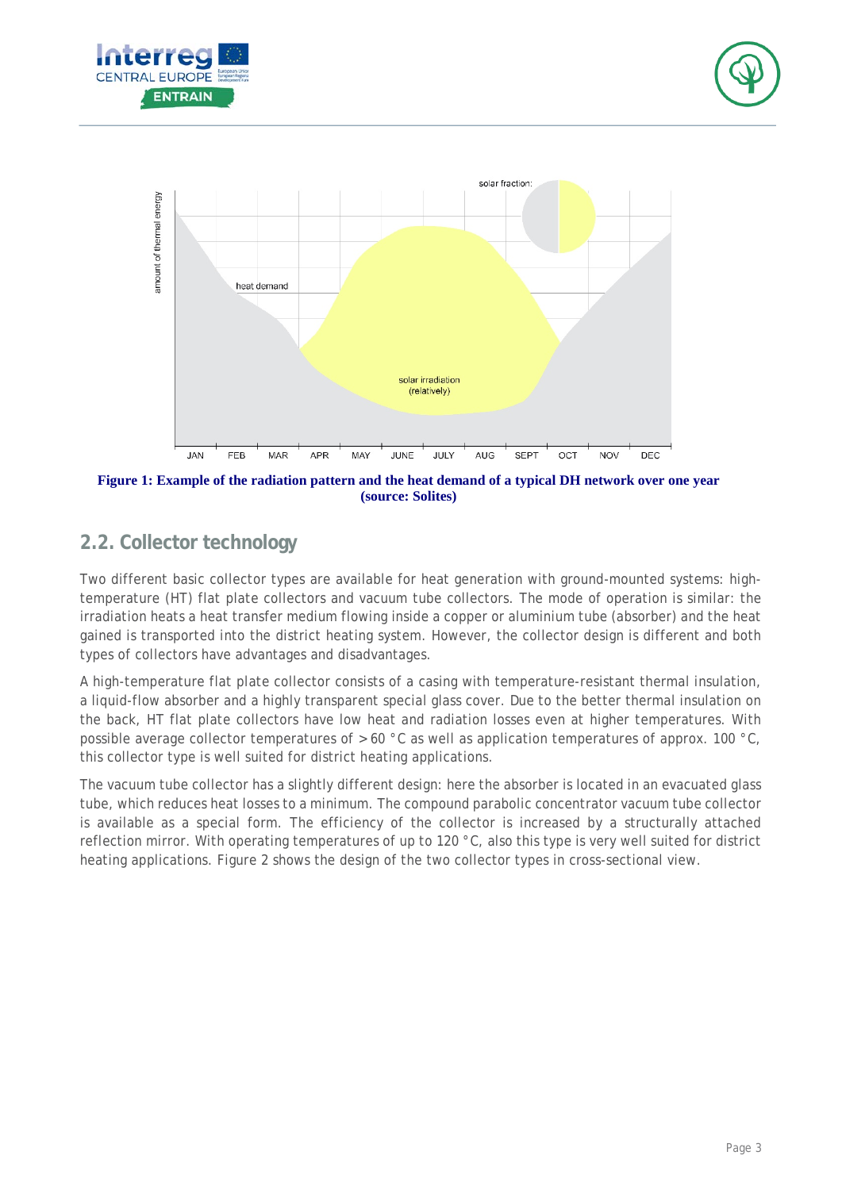Figure 1: Example of the radiation pattern and the heat demand of a typical DH network over one year (source: Solites)

## 2.2. Collector technology

Two different basic collector types are available for heat generation with ground-mounted systems: high-temperature (HT) flat plate collectors and vacuum tube collectors. The mode of operation is similar: the irradiation heats a heat transfer medium flowing inside a copper or aluminium tube (absorber) and the heat gained is transported into the district heating system. However, the collector design is different and both types of collectors have advantages and disadvantages.

A high-temperature flat plate collector consists of a casing with temperature-resistant thermal insulation, a liquid-flow absorber and a highly transparent special glass cover. Due to the better thermal insulation on the back, HT flat plate collectors have low heat and radiation losses even at higher temperatures. With possible average collector temperatures of > 60 °C as well as application temperatures of approx. 100 °C, this collector type is well suited for district heating applications.

The vacuum tube collector has a slightly different design: here the absorber is located in an evacuated glass tube, which reduces heat losses to a minimum. The compound parabolic concentrator vacuum tube collector is available as a special form. The efficiency of the collector is increased by a structurally attached reflection mirror. With operating temperatures of up to 120 °C, also this type is very well suited for district heating applications. Figure 2 shows the design of the two collector types in cross-sectional view.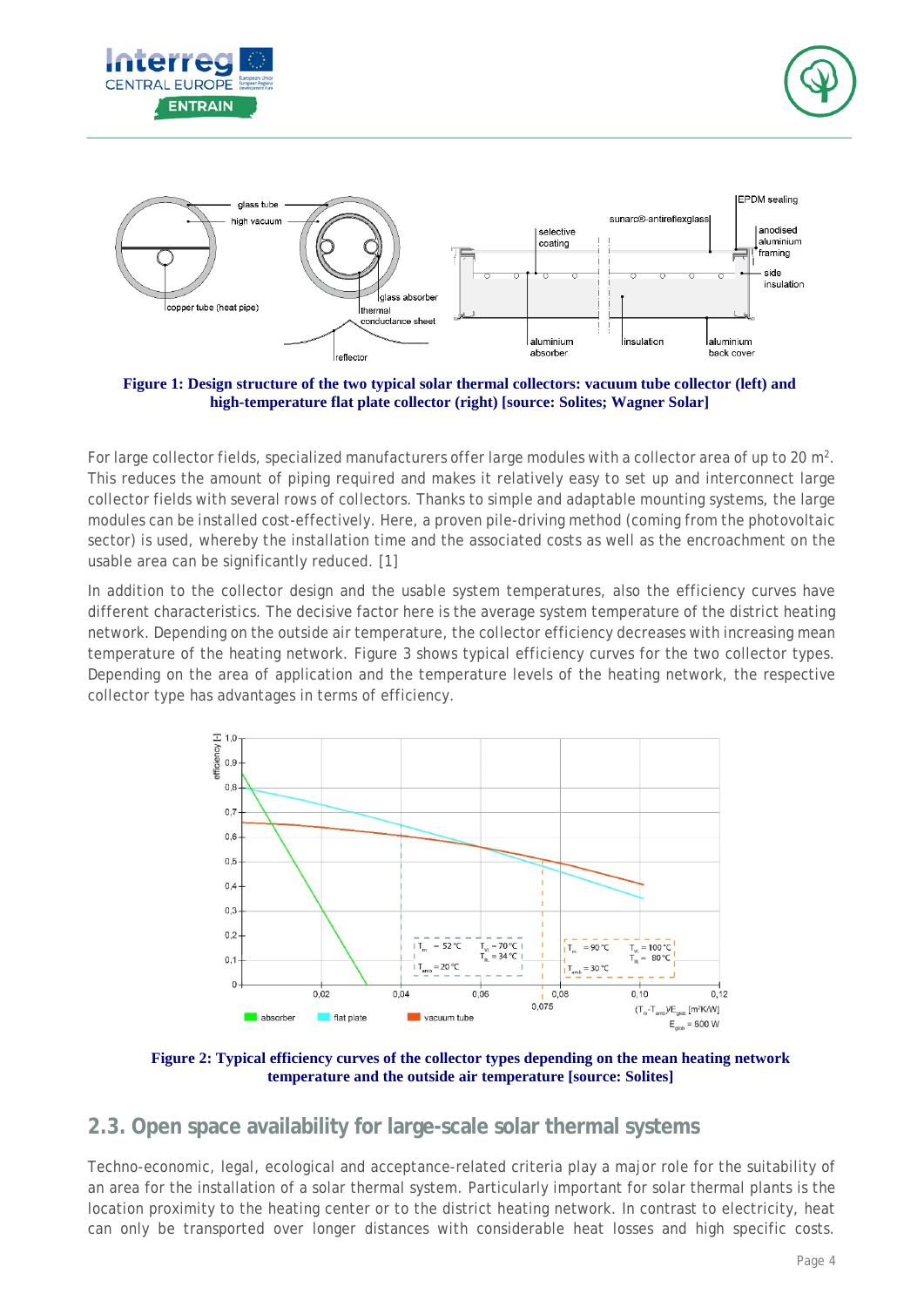Figure 1: Design structure of the two typical solar thermal collectors: vacuum tube collector (left) and high-temperature flat plate collector (right) [source: Solites; Wagner Solar]

For large collector fields, specialized manufacturers offer large modules with a collector area of up to 20 m². This reduces the amount of piping required and makes it relatively easy to set up and interconnect large collector fields with several rows of collectors. Thanks to simple and adaptable mounting systems, the large modules can be installed cost-effectively. Here, a proven pile-driving method (coming from the photovoltaic sector) is used, whereby the installation time and the associated costs as well as the encroachment on the usable area can be significantly reduced. [1]

In addition to the collector design and the usable system temperatures, also the efficiency curves have different characteristics. The decisive factor here is the average system temperature of the district heating network. Depending on the outside air temperature, the collector efficiency decreases with increasing mean temperature of the heating network. Figure 3 shows typical efficiency curves for the two collector types. Depending on the area of application and the temperature levels of the heating network, the respective collector type has advantages in terms of efficiency.

Figure 2: Typical efficiency curves of the collector types depending on the mean heating network temperature and the outside air temperature [source: Solites]

## 2.3. Open space availability for large-scale solar thermal systems

Techno-economic, legal, ecological and acceptance-related criteria play a major role for the suitability of an area for the installation of a solar thermal system. Particularly important for solar thermal plants is the location proximity to the heating center or to the district heating network. In contrast to electricity, heat can only be transported over longer distances with considerable heat losses and high specific costs.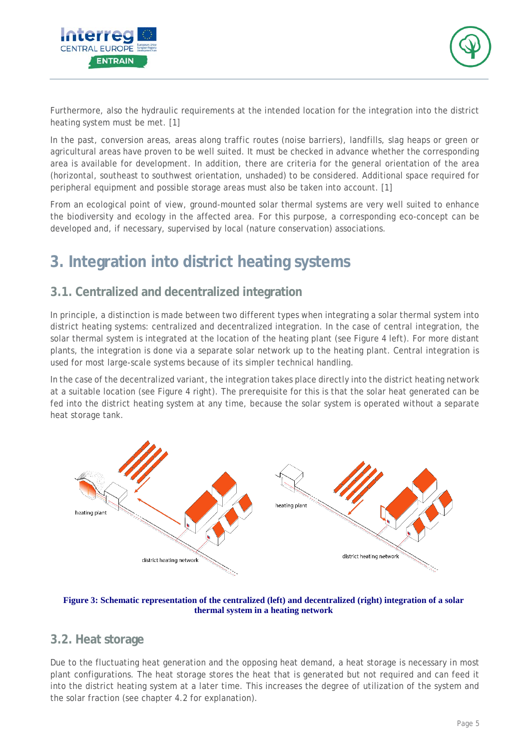Furthermore, also the hydraulic requirements at the intended location for the integration into the district heating system must be met. [1]

In the past, conversion areas, areas along traffic routes (noise barriers), landfills, slag heaps or green or agricultural areas have proven to be well suited. It must be checked in advance whether the corresponding area is available for development. In addition, there are criteria for the general orientation of the area (horizontal, southeast to southwest orientation, unshaded) to be considered. Additional space required for peripheral equipment and possible storage areas must also be taken into account. [1]

From an ecological point of view, ground-mounted solar thermal systems are very well suited to enhance the biodiversity and ecology in the affected area. For this purpose, a corresponding eco-concept can be developed and, if necessary, supervised by local (nature conservation) associations.

# 3. Integration into district heating systems

## 3.1. Centralized and decentralized integration

In principle, a distinction is made between two different types when integrating a solar thermal system into district heating systems: centralized and decentralized integration. In the case of central integration, the solar thermal system is integrated at the location of the heating plant (see Figure 4 left). For more distant plants, the integration is done via a separate solar network up to the heating plant. Central integration is used for most large-scale systems because of its simpler technical handling.

In the case of the decentralized variant, the integration takes place directly into the district heating network at a suitable location (see Figure 4 right). The prerequisite for this is that the solar heat generated can be fed into the district heating system at any time, because the solar system is operated without a separate heat storage tank.

**Figure 3: Schematic representation of the centralized (left) and decentralized (right) integration of a solar thermal system in a heating network**

## 3.2. Heat storage

Due to the fluctuating heat generation and the opposing heat demand, a heat storage is necessary in most plant configurations. The heat storage stores the heat that is generated but not required and can feed it into the district heating system at a later time. This increases the degree of utilization of the system and the solar fraction (see chapter 4.2 for explanation).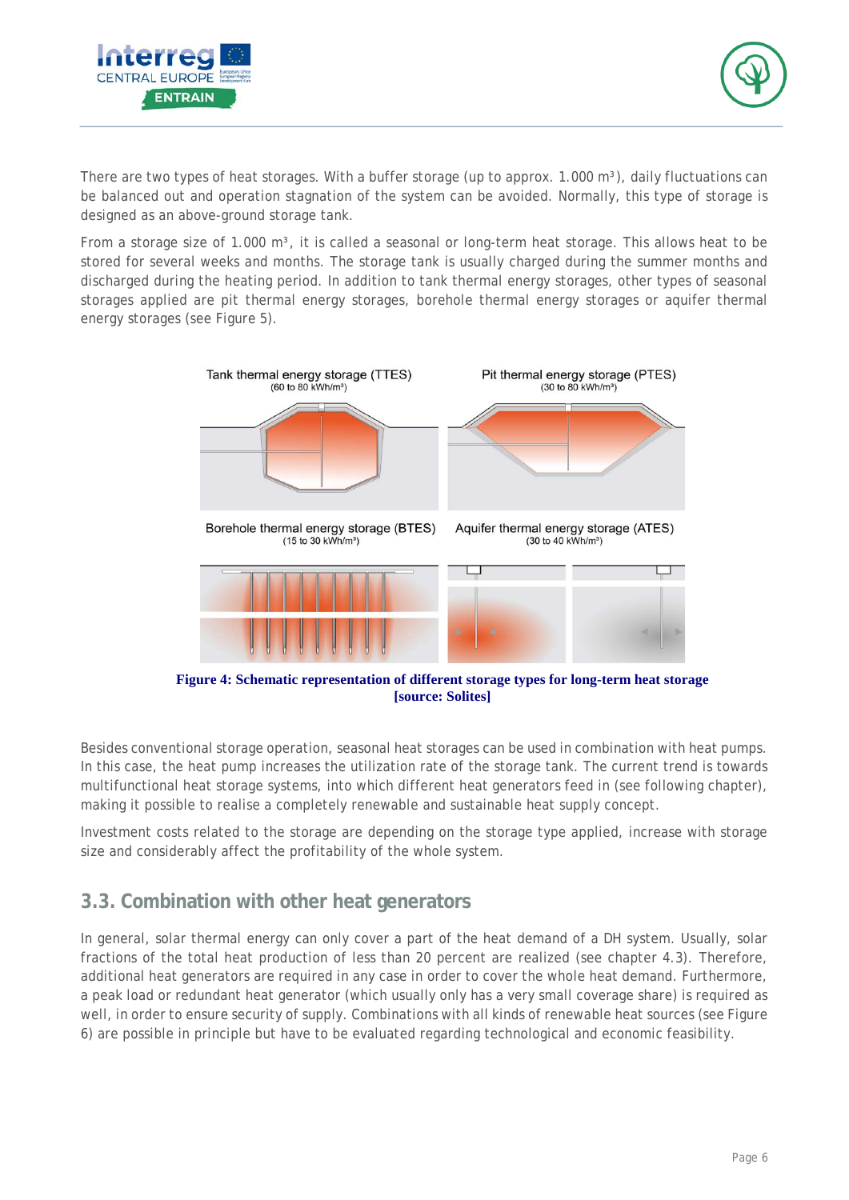There are two types of heat storages. With a buffer storage (up to approx. 1.000 $m^3$), daily fluctuations can be balanced out and operation stagnation of the system can be avoided. Normally, this type of storage is designed as an above-ground storage tank.

From a storage size of 1.000 $m^3$, it is called a seasonal or long-term heat storage. This allows heat to be stored for several weeks and months. The storage tank is usually charged during the summer months and discharged during the heating period. In addition to tank thermal energy storages, other types of seasonal storages applied are pit thermal energy storages, borehole thermal energy storages or aquifer thermal energy storages (see Figure 5).

**Figure 4: Schematic representation of different storage types for long-term heat storage [source: Solites]**

Besides conventional storage operation, seasonal heat storages can be used in combination with heat pumps. In this case, the heat pump increases the utilization rate of the storage tank. The current trend is towards multifunctional heat storage systems, into which different heat generators feed in (see following chapter), making it possible to realise a completely renewable and sustainable heat supply concept.

Investment costs related to the storage are depending on the storage type applied, increase with storage size and considerably affect the profitability of the whole system.

## 3.3. Combination with other heat generators

In general, solar thermal energy can only cover a part of the heat demand of a DH system. Usually, solar fractions of the total heat production of less than 20 percent are realized (see chapter 4.3). Therefore, additional heat generators are required in any case in order to cover the whole heat demand. Furthermore, a peak load or redundant heat generator (which usually only has a very small coverage share) is required as well, in order to ensure security of supply. Combinations with all kinds of renewable heat sources (see Figure 6) are possible in principle but have to be evaluated regarding technological and economic feasibility.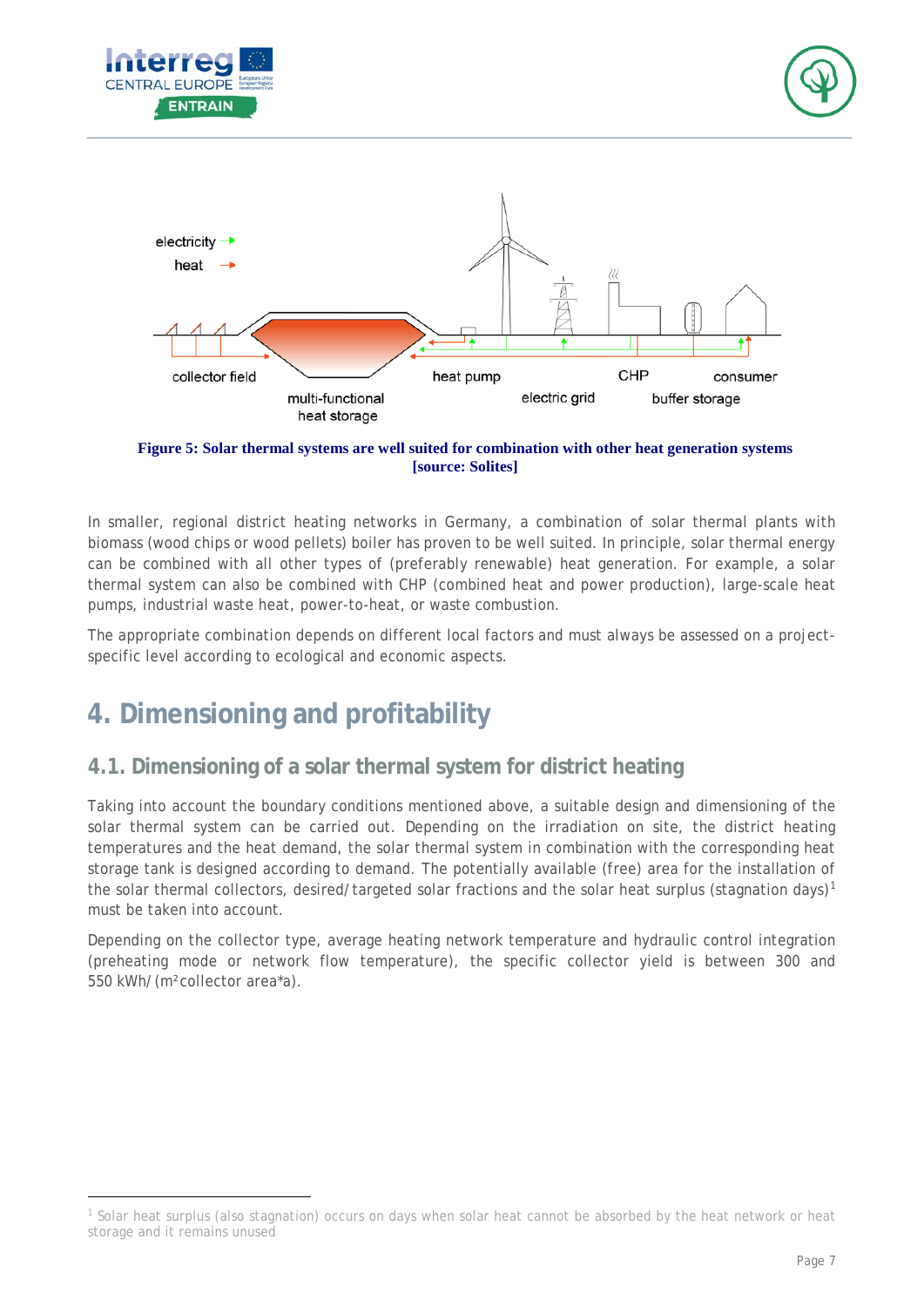Figure 5: Solar thermal systems are well suited for combination with other heat generation systems [source: Solites]

In smaller, regional district heating networks in Germany, a combination of solar thermal plants with biomass (wood chips or wood pellets) boiler has proven to be well suited. In principle, solar thermal energy can be combined with all other types of (preferably renewable) heat generation. For example, a solar thermal system can also be combined with CHP (combined heat and power production), large-scale heat pumps, industrial waste heat, power-to-heat, or waste combustion.

The appropriate combination depends on different local factors and must always be assessed on a project-specific level according to ecological and economic aspects.

# 4. Dimensioning and profitability

## 4.1. Dimensioning of a solar thermal system for district heating

Taking into account the boundary conditions mentioned above, a suitable design and dimensioning of the solar thermal system can be carried out. Depending on the irradiation on site, the district heating temperatures and the heat demand, the solar thermal system in combination with the corresponding heat storage tank is designed according to demand. The potentially available (free) area for the installation of the solar thermal collectors, desired/targeted solar fractions and the solar heat surplus (stagnation days)[1] must be taken into account.

Depending on the collector type, average heating network temperature and hydraulic control integration (preheating mode or network flow temperature), the specific collector yield is between 300 and 550 kWh/($m^2$ collector area*a).

[1] Solar heat surplus (also stagnation) occurs on days when solar heat cannot be absorbed by the heat network or heat storage and it remains unused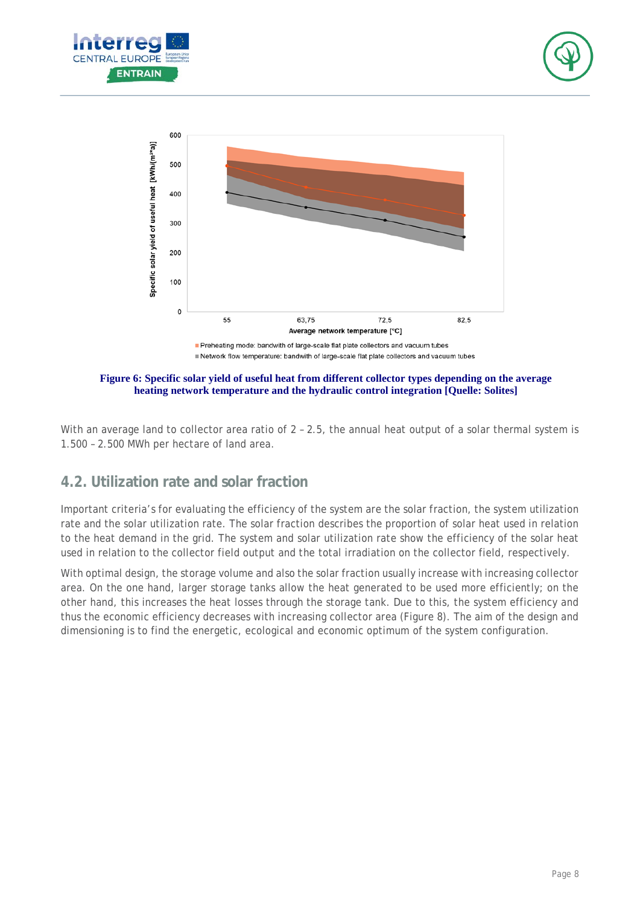Figure 6: Specific solar yield of useful heat from different collector types depending on the average heating network temperature and the hydraulic control integration [Quelle: Solites]

With an average land to collector area ratio of 2 – 2.5, the annual heat output of a solar thermal system is 1.500 – 2.500 MWh per hectare of land area.

## 4.2. Utilization rate and solar fraction

Important criteria's for evaluating the efficiency of the system are the solar fraction, the system utilization rate and the solar utilization rate. The solar fraction describes the proportion of solar heat used in relation to the heat demand in the grid. The system and solar utilization rate show the efficiency of the solar heat used in relation to the collector field output and the total irradiation on the collector field, respectively.

With optimal design, the storage volume and also the solar fraction usually increase with increasing collector area. On the one hand, larger storage tanks allow the heat generated to be used more efficiently; on the other hand, this increases the heat losses through the storage tank. Due to this, the system efficiency and thus the economic efficiency decreases with increasing collector area (Figure 8). The aim of the design and dimensioning is to find the energetic, ecological and economic optimum of the system configuration.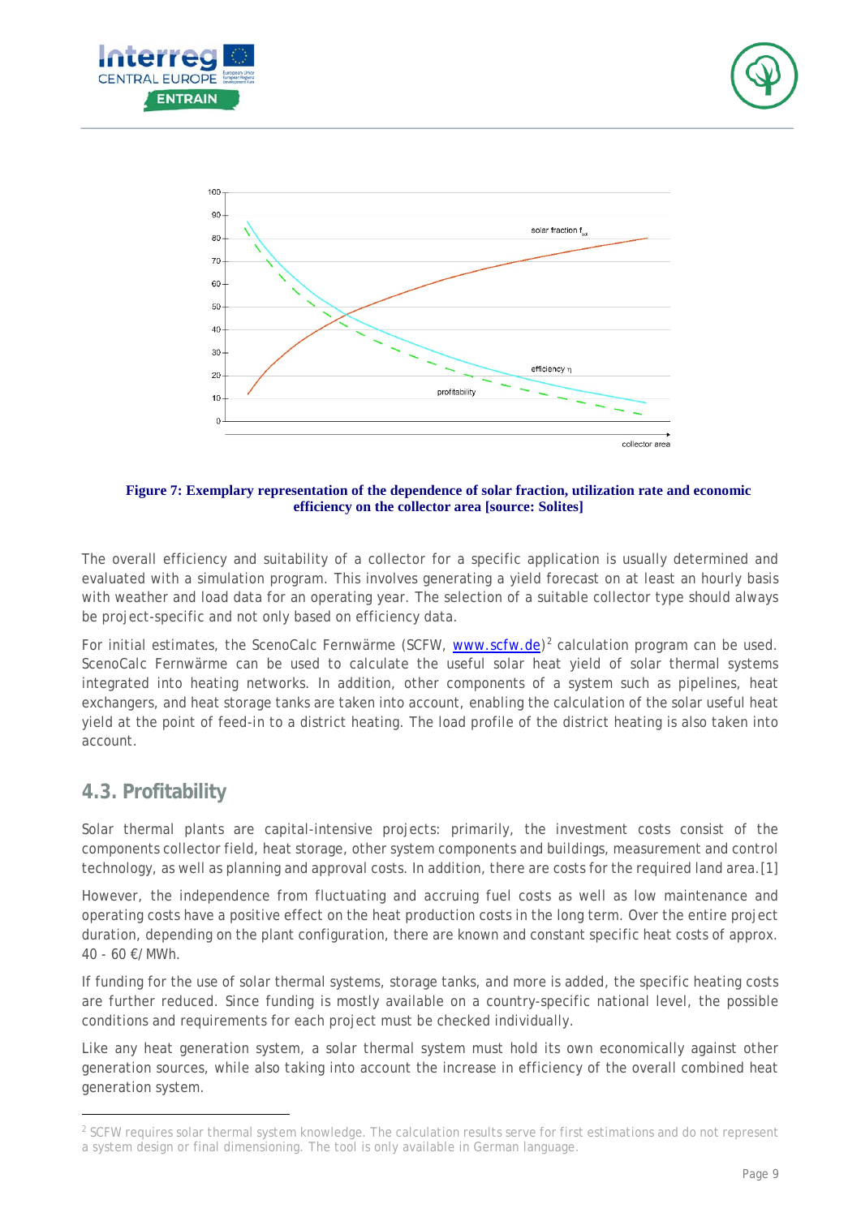**Figure 7: Exemplary representation of the dependence of solar fraction, utilization rate and economic efficiency on the collector area [source: Solites]**

The overall efficiency and suitability of a collector for a specific application is usually determined and evaluated with a simulation program. This involves generating a yield forecast on at least an hourly basis with weather and load data for an operating year. The selection of a suitable collector type should always be project-specific and not only based on efficiency data.

For initial estimates, the ScenoCalc Fernwärme (SCFW, www.scfw.de)[2] calculation program can be used. ScenoCalc Fernwärme can be used to calculate the useful solar heat yield of solar thermal systems integrated into heating networks. In addition, other components of a system such as pipelines, heat exchangers, and heat storage tanks are taken into account, enabling the calculation of the solar useful heat yield at the point of feed-in to a district heating. The load profile of the district heating is also taken into account.

## 4.3. Profitability

Solar thermal plants are capital-intensive projects: primarily, the investment costs consist of the components collector field, heat storage, other system components and buildings, measurement and control technology, as well as planning and approval costs. In addition, there are costs for the required land area.[1]

However, the independence from fluctuating and accruing fuel costs as well as low maintenance and operating costs have a positive effect on the heat production costs in the long term. Over the entire project duration, depending on the plant configuration, there are known and constant specific heat costs of approx. 40 - 60 €/MWh.

If funding for the use of solar thermal systems, storage tanks, and more is added, the specific heating costs are further reduced. Since funding is mostly available on a country-specific national level, the possible conditions and requirements for each project must be checked individually.

Like any heat generation system, a solar thermal system must hold its own economically against other generation sources, while also taking into account the increase in efficiency of the overall combined heat generation system.

---

[2] SCFW requires solar thermal system knowledge. The calculation results serve for first estimations and do not represent a system design or final dimensioning. The tool is only available in German language.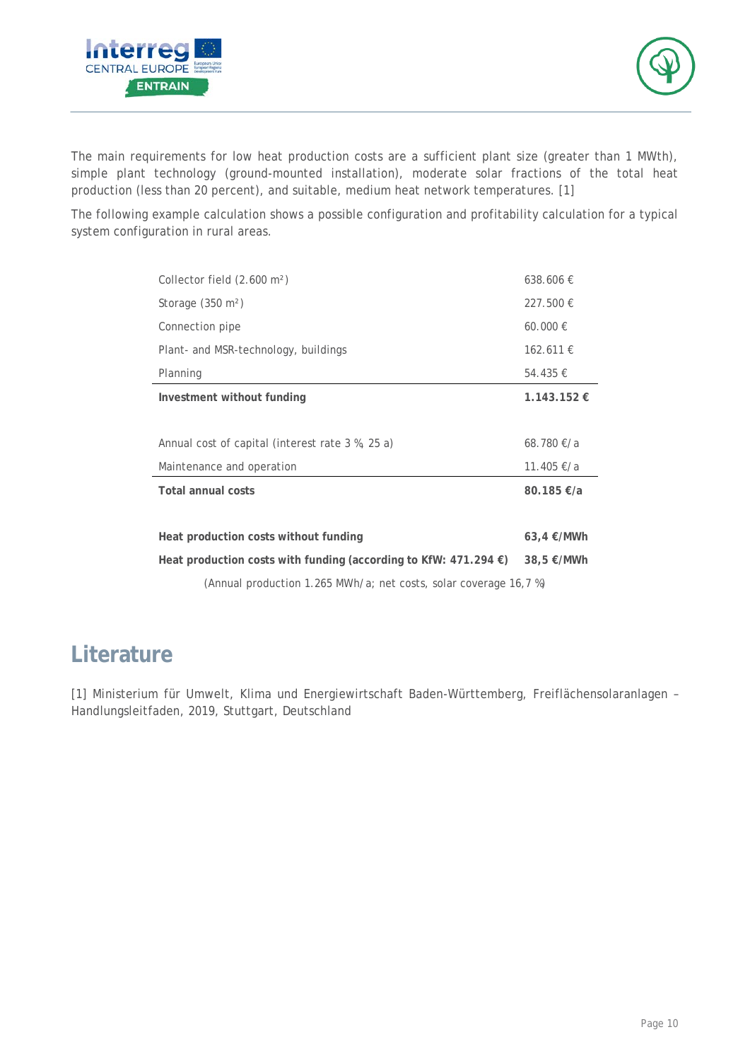The main requirements for low heat production costs are a sufficient plant size (greater than 1 MWth), simple plant technology (ground-mounted installation), moderate solar fractions of the total heat production (less than 20 percent), and suitable, medium heat network temperatures. [1]

The following example calculation shows a possible configuration and profitability calculation for a typical system configuration in rural areas.

| | |
|---|---|
| Collector field (2.600 m²) | 638.606 € |
| Storage (350 m²) | 227.500 € |
| Connection pipe | 60.000 € |
| Plant- and MSR-technology, buildings | 162.611 € |
| Planning | 54.435 € |
| **Investment without funding** | **1.143.152 €** |
| | |
| Annual cost of capital (interest rate 3 %, 25 a) | 68.780 €/a |
| Maintenance and operation | 11.405 €/a |
| **Total annual costs** | **80.185 €/a** |
| | |
| **Heat production costs without funding** | **63,4 €/MWh** |
| **Heat production costs with funding (according to KfW: 471.294 €)** | **38,5 €/MWh** |

(Annual production 1.265 MWh/a; net costs, solar coverage 16,7 %)

# Literature

[1] Ministerium für Umwelt, Klima und Energiewirtschaft Baden-Württemberg, Freiflächensolaranlagen – Handlungsleitfaden, 2019, Stuttgart, Deutschland